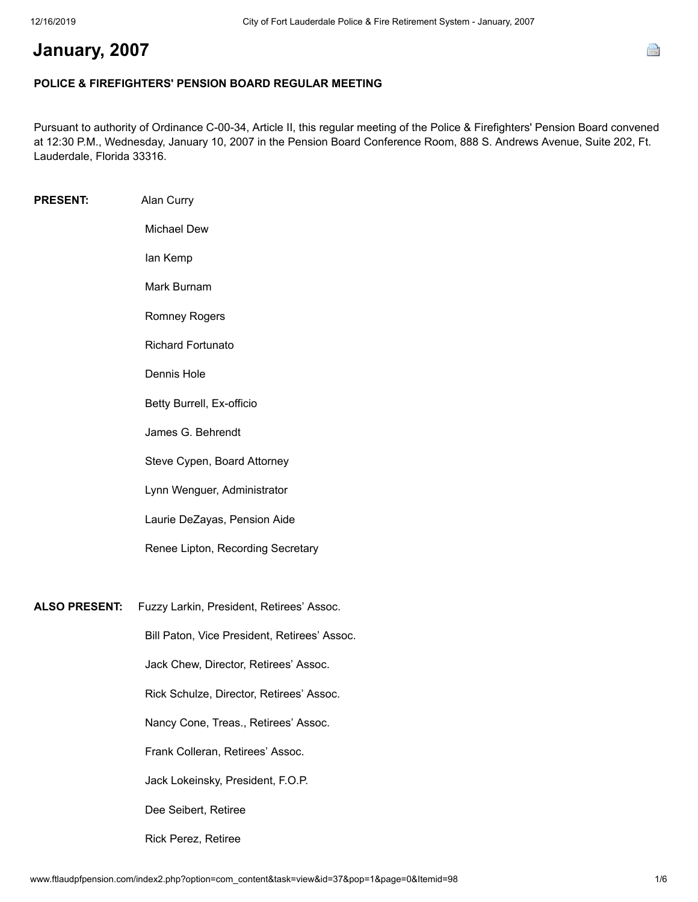# January, 2007

**POLICE & FIREFIGHTERS' PENSION BOARD REGULAR MEETING**

Pursuant to authority of Ordinance C-00-34, Article II, this regular meeting of the Police & Firefighters' Pension Board convened at 12:30 P.M., Wednesday, January 10, 2007 in the Pension Board Conference Room, 888 S. Andrews Avenue, Suite 202, Ft. Lauderdale, Florida 33316.

**PRESENT:** Alan Curry

Michael Dew

Ian Kemp

Mark Burnam

Romney Rogers

Richard Fortunato

Dennis Hole

Betty Burrell, Ex-officio

James G. Behrendt

Steve Cypen, Board Attorney

Lynn Wenguer, Administrator

Laurie DeZayas, Pension Aide

Renee Lipton, Recording Secretary

**ALSO PRESENT:** Fuzzy Larkin, President, Retirees' Assoc.

Bill Paton, Vice President, Retirees' Assoc.

Jack Chew, Director, Retirees' Assoc.

Rick Schulze, Director, Retirees' Assoc.

Nancy Cone, Treas., Retirees' Assoc.

Frank Colleran, Retirees' Assoc.

Jack Lokeinsky, President, F.O.P.

Dee Seibert, Retiree

Rick Perez, Retiree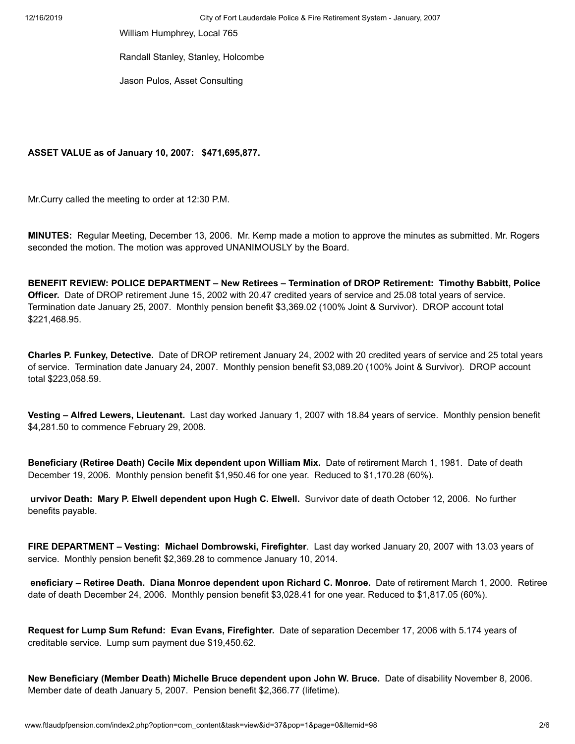William Humphrey, Local 765

Randall Stanley, Stanley, Holcombe

Jason Pulos, Asset Consulting

**ASSET VALUE as of January 10, 2007: $471,695,877.**

Mr.Curry called the meeting to order at 12:30 P.M.

**MINUTES:** Regular Meeting, December 13, 2006. Mr. Kemp made a motion to approve the minutes as submitted. Mr. Rogers seconded the motion. The motion was approved UNANIMOUSLY by the Board.

**BENEFIT REVIEW: POLICE DEPARTMENT – New Retirees – Termination of DROP Retirement: Timothy Babbitt, Police Officer.** Date of DROP retirement June 15, 2002 with 20.47 credited years of service and 25.08 total years of service. Termination date January 25, 2007. Monthly pension benefit $3,369.02 (100% Joint & Survivor). DROP account total $221,468.95.

**Charles P. Funkey, Detective.** Date of DROP retirement January 24, 2002 with 20 credited years of service and 25 total years of service. Termination date January 24, 2007. Monthly pension benefit $3,089.20 (100% Joint & Survivor). DROP account total $223,058.59.

**Vesting – Alfred Lewers, Lieutenant.** Last day worked January 1, 2007 with 18.84 years of service. Monthly pension benefit $4,281.50 to commence February 29, 2008.

**Beneficiary (Retiree Death) Cecile Mix dependent upon William Mix.** Date of retirement March 1, 1981. Date of death December 19, 2006. Monthly pension benefit $1,950.46 for one year. Reduced to $1,170.28 (60%).

**urvivor Death: Mary P. Elwell dependent upon Hugh C. Elwell.** Survivor date of death October 12, 2006. No further benefits payable.

**FIRE DEPARTMENT – Vesting: Michael Dombrowski, Firefighter**. Last day worked January 20, 2007 with 13.03 years of service. Monthly pension benefit $2,369.28 to commence January 10, 2014.

**eneficiary – Retiree Death. Diana Monroe dependent upon Richard C. Monroe.** Date of retirement March 1, 2000. Retiree date of death December 24, 2006. Monthly pension benefit $3,028.41 for one year. Reduced to $1,817.05 (60%).

**Request for Lump Sum Refund: Evan Evans, Firefighter.** Date of separation December 17, 2006 with 5.174 years of creditable service. Lump sum payment due $19,450.62.

**New Beneficiary (Member Death) Michelle Bruce dependent upon John W. Bruce.** Date of disability November 8, 2006. Member date of death January 5, 2007. Pension benefit $2,366.77 (lifetime).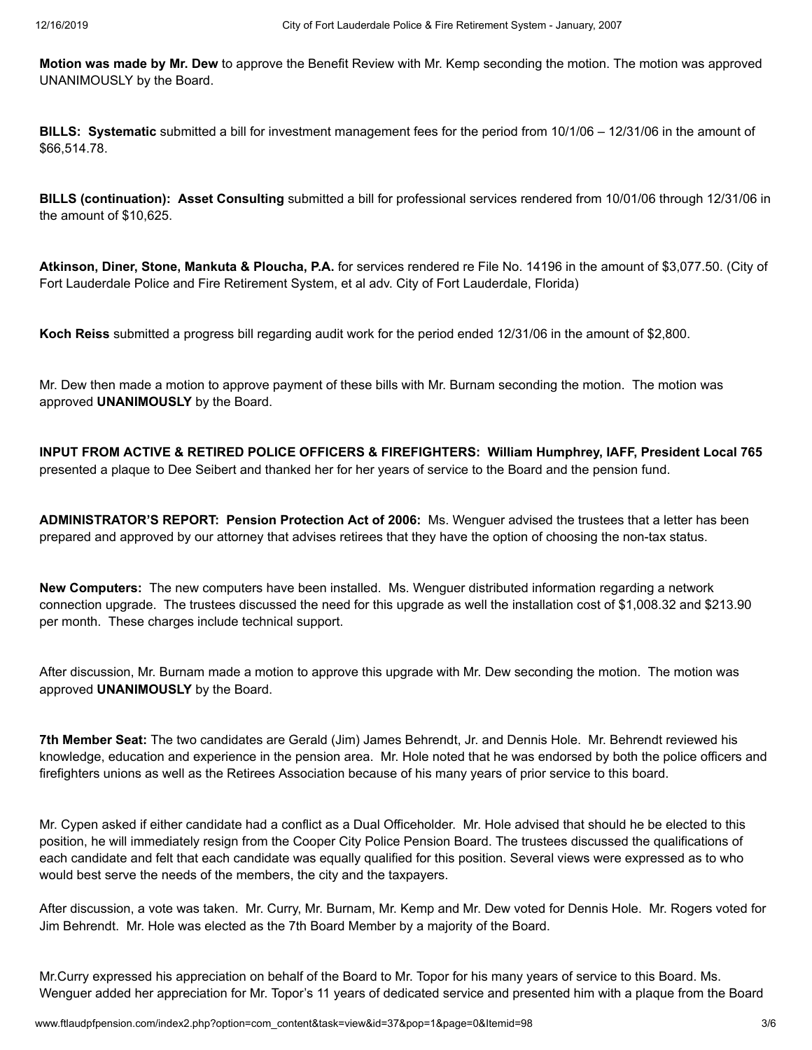**Motion was made by Mr. Dew** to approve the Benefit Review with Mr. Kemp seconding the motion. The motion was approved UNANIMOUSLY by the Board.

**BILLS: Systematic** submitted a bill for investment management fees for the period from 10/1/06 – 12/31/06 in the amount of $66,514.78.

**BILLS (continuation): Asset Consulting** submitted a bill for professional services rendered from 10/01/06 through 12/31/06 in the amount of $10,625.

**Atkinson, Diner, Stone, Mankuta & Ploucha, P.A.** for services rendered re File No. 14196 in the amount of $3,077.50. (City of Fort Lauderdale Police and Fire Retirement System, et al adv. City of Fort Lauderdale, Florida)

**Koch Reiss** submitted a progress bill regarding audit work for the period ended 12/31/06 in the amount of $2,800.

Mr. Dew then made a motion to approve payment of these bills with Mr. Burnam seconding the motion. The motion was approved **UNANIMOUSLY** by the Board.

**INPUT FROM ACTIVE & RETIRED POLICE OFFICERS & FIREFIGHTERS: William Humphrey, IAFF, President Local 765** presented a plaque to Dee Seibert and thanked her for her years of service to the Board and the pension fund.

**ADMINISTRATOR'S REPORT: Pension Protection Act of 2006:** Ms. Wenguer advised the trustees that a letter has been prepared and approved by our attorney that advises retirees that they have the option of choosing the non-tax status.

**New Computers:** The new computers have been installed. Ms. Wenguer distributed information regarding a network connection upgrade. The trustees discussed the need for this upgrade as well the installation cost of $1,008.32 and $213.90 per month. These charges include technical support.

After discussion, Mr. Burnam made a motion to approve this upgrade with Mr. Dew seconding the motion. The motion was approved **UNANIMOUSLY** by the Board.

**7th Member Seat:** The two candidates are Gerald (Jim) James Behrendt, Jr. and Dennis Hole. Mr. Behrendt reviewed his knowledge, education and experience in the pension area. Mr. Hole noted that he was endorsed by both the police officers and firefighters unions as well as the Retirees Association because of his many years of prior service to this board.

Mr. Cypen asked if either candidate had a conflict as a Dual Officeholder. Mr. Hole advised that should he be elected to this position, he will immediately resign from the Cooper City Police Pension Board. The trustees discussed the qualifications of each candidate and felt that each candidate was equally qualified for this position. Several views were expressed as to who would best serve the needs of the members, the city and the taxpayers.

After discussion, a vote was taken. Mr. Curry, Mr. Burnam, Mr. Kemp and Mr. Dew voted for Dennis Hole. Mr. Rogers voted for Jim Behrendt. Mr. Hole was elected as the 7th Board Member by a majority of the Board.

Mr.Curry expressed his appreciation on behalf of the Board to Mr. Topor for his many years of service to this Board. Ms. Wenguer added her appreciation for Mr. Topor's 11 years of dedicated service and presented him with a plaque from the Board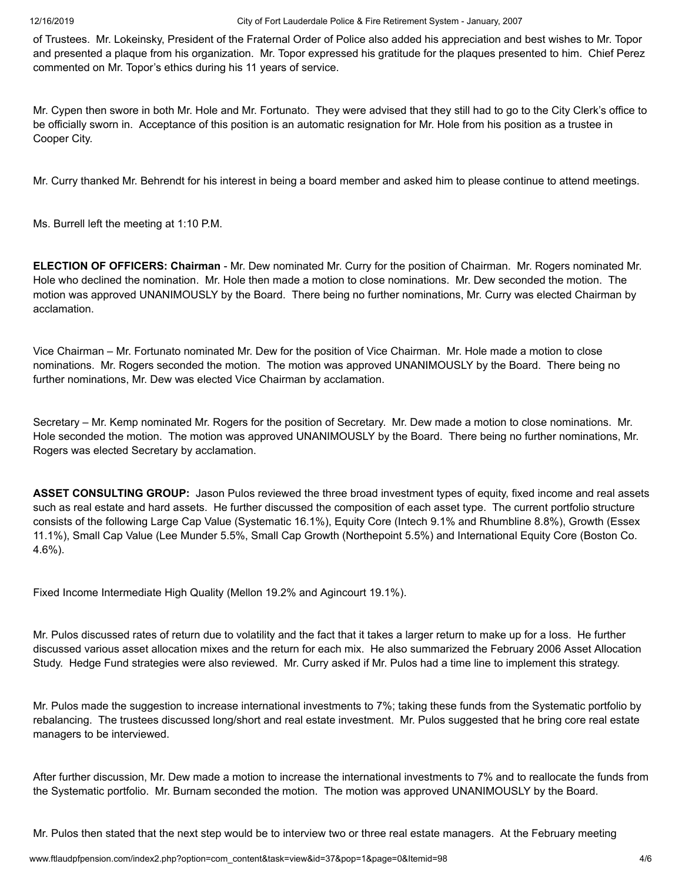of Trustees. Mr. Lokeinsky, President of the Fraternal Order of Police also added his appreciation and best wishes to Mr. Topor and presented a plaque from his organization. Mr. Topor expressed his gratitude for the plaques presented to him. Chief Perez commented on Mr. Topor's ethics during his 11 years of service.

Mr. Cypen then swore in both Mr. Hole and Mr. Fortunato. They were advised that they still had to go to the City Clerk's office to be officially sworn in. Acceptance of this position is an automatic resignation for Mr. Hole from his position as a trustee in Cooper City.

Mr. Curry thanked Mr. Behrendt for his interest in being a board member and asked him to please continue to attend meetings.

Ms. Burrell left the meeting at 1:10 P.M.

**ELECTION OF OFFICERS: Chairman** - Mr. Dew nominated Mr. Curry for the position of Chairman. Mr. Rogers nominated Mr. Hole who declined the nomination. Mr. Hole then made a motion to close nominations. Mr. Dew seconded the motion. The motion was approved UNANIMOUSLY by the Board. There being no further nominations, Mr. Curry was elected Chairman by acclamation.

Vice Chairman – Mr. Fortunato nominated Mr. Dew for the position of Vice Chairman. Mr. Hole made a motion to close nominations. Mr. Rogers seconded the motion. The motion was approved UNANIMOUSLY by the Board. There being no further nominations, Mr. Dew was elected Vice Chairman by acclamation.

Secretary – Mr. Kemp nominated Mr. Rogers for the position of Secretary. Mr. Dew made a motion to close nominations. Mr. Hole seconded the motion. The motion was approved UNANIMOUSLY by the Board. There being no further nominations, Mr. Rogers was elected Secretary by acclamation.

**ASSET CONSULTING GROUP:** Jason Pulos reviewed the three broad investment types of equity, fixed income and real assets such as real estate and hard assets. He further discussed the composition of each asset type. The current portfolio structure consists of the following Large Cap Value (Systematic 16.1%), Equity Core (Intech 9.1% and Rhumbline 8.8%), Growth (Essex 11.1%), Small Cap Value (Lee Munder 5.5%, Small Cap Growth (Northepointe 5.5%) and International Equity Core (Boston Co. 4.6%).

Fixed Income Intermediate High Quality (Mellon 19.2% and Agincourt 19.1%).

Mr. Pulos discussed rates of return due to volatility and the fact that it takes a larger return to make up for a loss. He further discussed various asset allocation mixes and the return for each mix. He also summarized the February 2006 Asset Allocation Study. Hedge Fund strategies were also reviewed. Mr. Curry asked if Mr. Pulos had a time line to implement this strategy.

Mr. Pulos made the suggestion to increase international investments to 7%; taking these funds from the Systematic portfolio by rebalancing. The trustees discussed long/short and real estate investment. Mr. Pulos suggested that he bring core real estate managers to be interviewed.

After further discussion, Mr. Dew made a motion to increase the international investments to 7% and to reallocate the funds from the Systematic portfolio. Mr. Burnam seconded the motion. The motion was approved UNANIMOUSLY by the Board.

Mr. Pulos then stated that the next step would be to interview two or three real estate managers. At the February meeting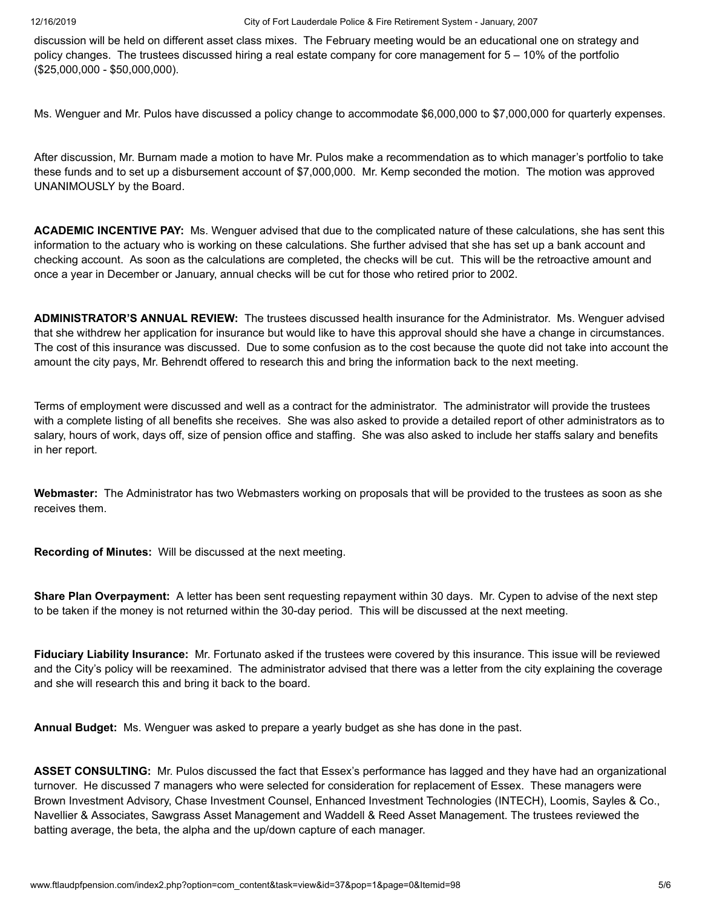discussion will be held on different asset class mixes. The February meeting would be an educational one on strategy and policy changes. The trustees discussed hiring a real estate company for core management for 5 – 10% of the portfolio ($25,000,000 - $50,000,000).

Ms. Wenguer and Mr. Pulos have discussed a policy change to accommodate $6,000,000 to $7,000,000 for quarterly expenses.

After discussion, Mr. Burnam made a motion to have Mr. Pulos make a recommendation as to which manager's portfolio to take these funds and to set up a disbursement account of $7,000,000. Mr. Kemp seconded the motion. The motion was approved UNANIMOUSLY by the Board.

**ACADEMIC INCENTIVE PAY:** Ms. Wenguer advised that due to the complicated nature of these calculations, she has sent this information to the actuary who is working on these calculations. She further advised that she has set up a bank account and checking account. As soon as the calculations are completed, the checks will be cut. This will be the retroactive amount and once a year in December or January, annual checks will be cut for those who retired prior to 2002.

**ADMINISTRATOR'S ANNUAL REVIEW:** The trustees discussed health insurance for the Administrator. Ms. Wenguer advised that she withdrew her application for insurance but would like to have this approval should she have a change in circumstances. The cost of this insurance was discussed. Due to some confusion as to the cost because the quote did not take into account the amount the city pays, Mr. Behrendt offered to research this and bring the information back to the next meeting.

Terms of employment were discussed and well as a contract for the administrator. The administrator will provide the trustees with a complete listing of all benefits she receives. She was also asked to provide a detailed report of other administrators as to salary, hours of work, days off, size of pension office and staffing. She was also asked to include her staffs salary and benefits in her report.

**Webmaster:** The Administrator has two Webmasters working on proposals that will be provided to the trustees as soon as she receives them.

**Recording of Minutes:** Will be discussed at the next meeting.

**Share Plan Overpayment:** A letter has been sent requesting repayment within 30 days. Mr. Cypen to advise of the next step to be taken if the money is not returned within the 30-day period. This will be discussed at the next meeting.

**Fiduciary Liability Insurance:** Mr. Fortunato asked if the trustees were covered by this insurance. This issue will be reviewed and the City's policy will be reexamined. The administrator advised that there was a letter from the city explaining the coverage and she will research this and bring it back to the board.

**Annual Budget:** Ms. Wenguer was asked to prepare a yearly budget as she has done in the past.

**ASSET CONSULTING:** Mr. Pulos discussed the fact that Essex's performance has lagged and they have had an organizational turnover. He discussed 7 managers who were selected for consideration for replacement of Essex. These managers were Brown Investment Advisory, Chase Investment Counsel, Enhanced Investment Technologies (INTECH), Loomis, Sayles & Co., Navellier & Associates, Sawgrass Asset Management and Waddell & Reed Asset Management. The trustees reviewed the batting average, the beta, the alpha and the up/down capture of each manager.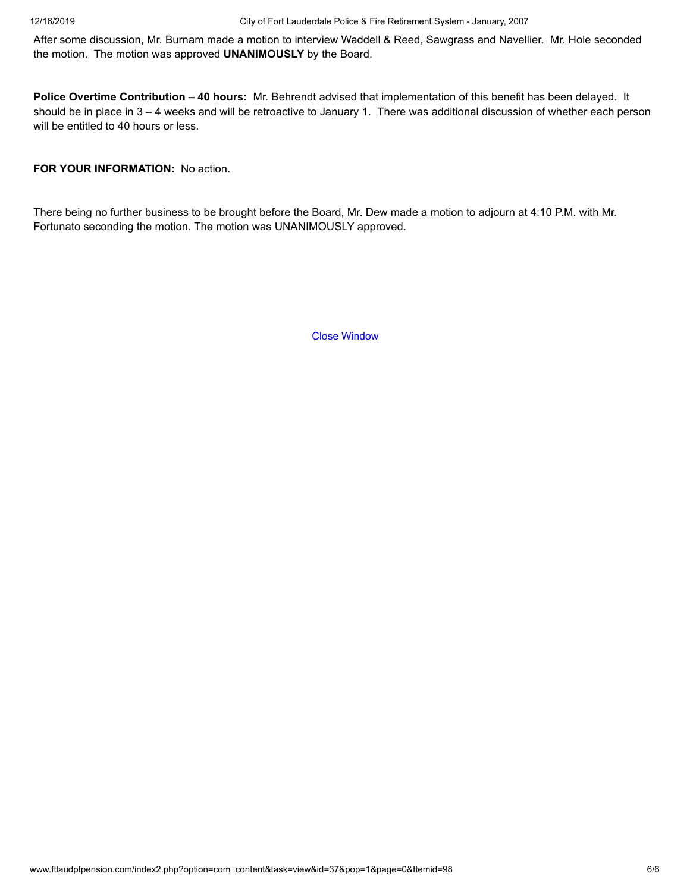After some discussion, Mr. Burnam made a motion to interview Waddell & Reed, Sawgrass and Navellier.  Mr. Hole seconded the motion.  The motion was approved **UNANIMOUSLY** by the Board.

**Police Overtime Contribution – 40 hours:** Mr. Behrendt advised that implementation of this benefit has been delayed.  It should be in place in 3 – 4 weeks and will be retroactive to January 1.  There was additional discussion of whether each person will be entitled to 40 hours or less.

**FOR YOUR INFORMATION:** No action.

There being no further business to be brought before the Board, Mr. Dew made a motion to adjourn at 4:10 P.M. with Mr. Fortunato seconding the motion. The motion was UNANIMOUSLY approved.

Close Window